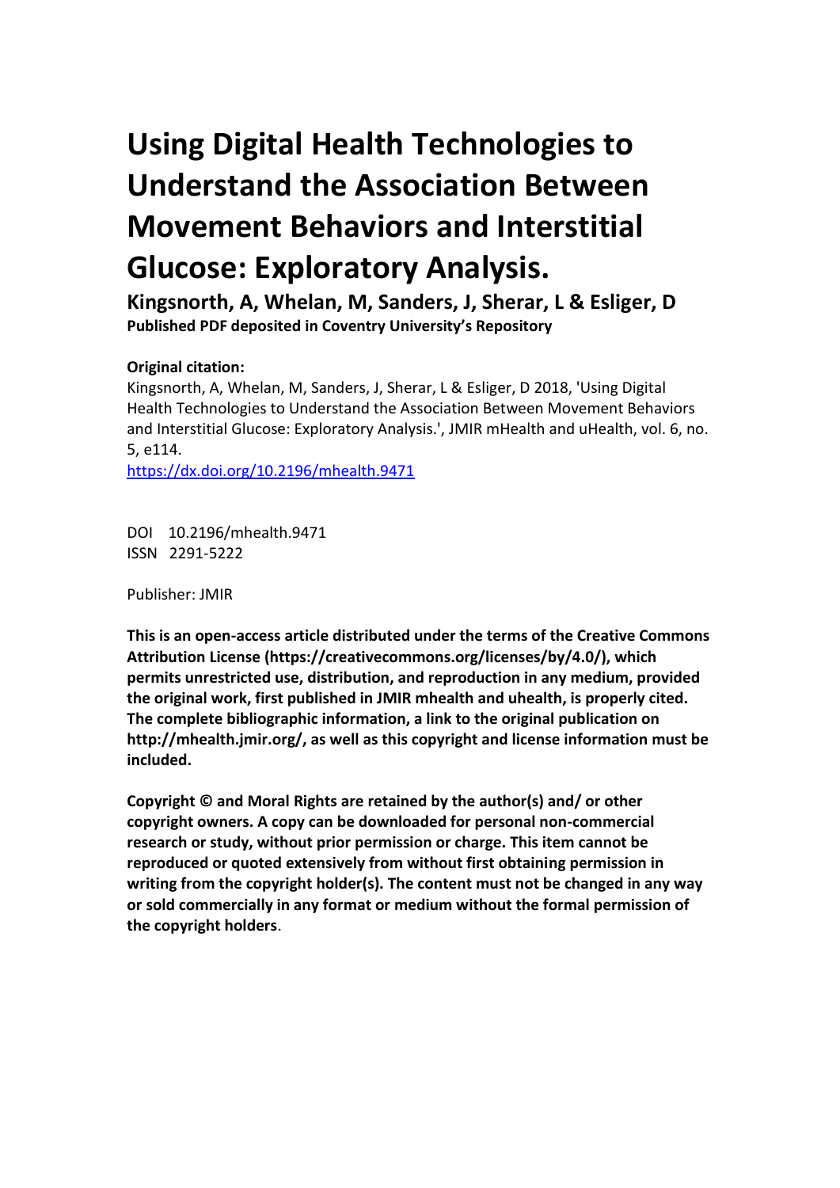# Using Digital Health Technologies to Understand the Association Between Movement Behaviors and Interstitial Glucose: Exploratory Analysis.

**Kingsnorth, A, Whelan, M, Sanders, J, Sherar, L & Esliger, D**

**Published PDF deposited in Coventry University's Repository**

**Original citation:**

Kingsnorth, A, Whelan, M, Sanders, J, Sherar, L & Esliger, D 2018, 'Using Digital Health Technologies to Understand the Association Between Movement Behaviors and Interstitial Glucose: Exploratory Analysis.', JMIR mHealth and uHealth, vol. 6, no. 5, e114.

https://dx.doi.org/10.2196/mhealth.9471

DOI 10.2196/mhealth.9471

ISSN 2291-5222

Publisher: JMIR

**This is an open-access article distributed under the terms of the Creative Commons Attribution License (https://creativecommons.org/licenses/by/4.0/), which permits unrestricted use, distribution, and reproduction in any medium, provided the original work, first published in JMIR mhealth and uhealth, is properly cited. The complete bibliographic information, a link to the original publication on http://mhealth.jmir.org/, as well as this copyright and license information must be included.**

**Copyright © and Moral Rights are retained by the author(s) and/ or other copyright owners. A copy can be downloaded for personal non-commercial research or study, without prior permission or charge. This item cannot be reproduced or quoted extensively from without first obtaining permission in writing from the copyright holder(s). The content must not be changed in any way or sold commercially in any format or medium without the formal permission of the copyright holders**.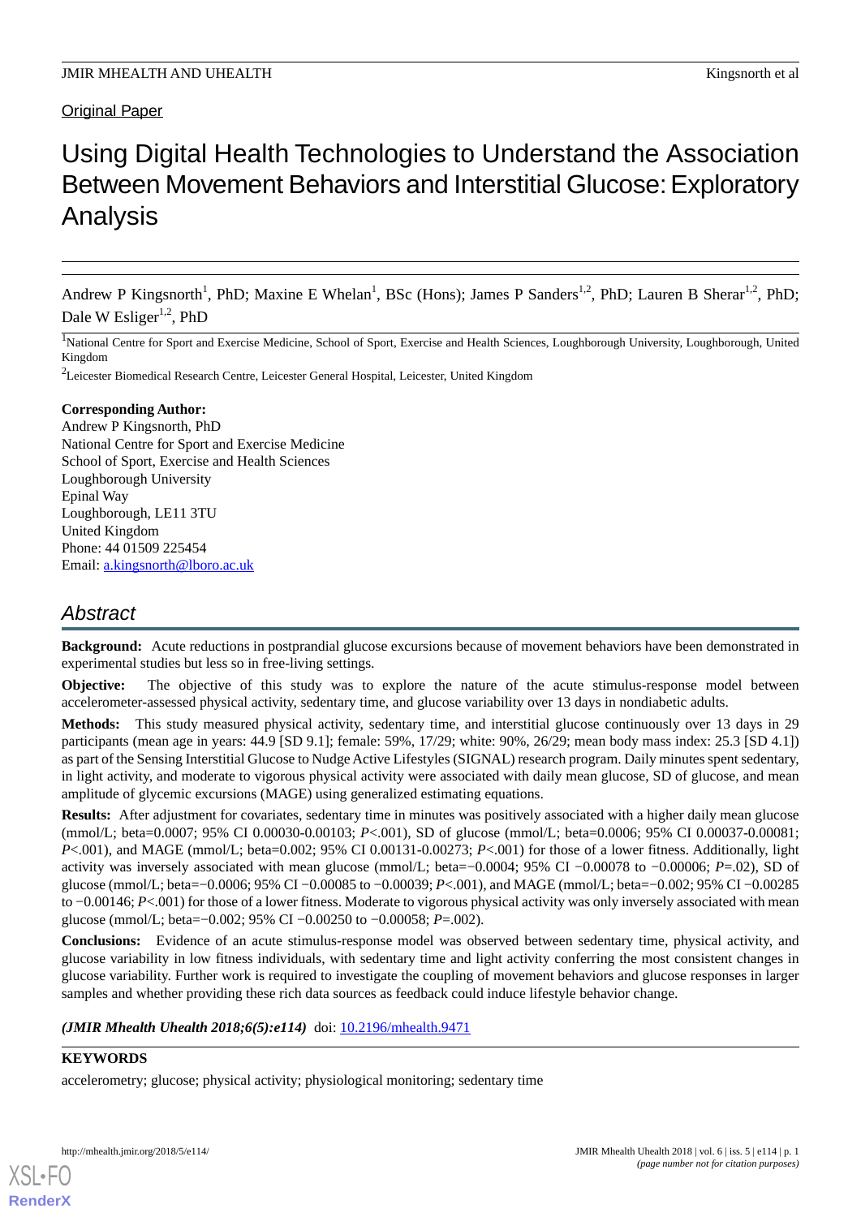Original Paper

# Using Digital Health Technologies to Understand the Association Between Movement Behaviors and Interstitial Glucose: Exploratory Analysis

Andrew P Kingsnorth[1], PhD; Maxine E Whelan[1], BSc (Hons); James P Sanders[1,2], PhD; Lauren B Sherar[1,2], PhD; Dale W Esliger[1,2], PhD

[1]National Centre for Sport and Exercise Medicine, School of Sport, Exercise and Health Sciences, Loughborough University, Loughborough, United Kingdom

[2]Leicester Biomedical Research Centre, Leicester General Hospital, Leicester, United Kingdom

**Corresponding Author:**
Andrew P Kingsnorth, PhD
National Centre for Sport and Exercise Medicine
School of Sport, Exercise and Health Sciences
Loughborough University
Epinal Way
Loughborough, LE11 3TU
United Kingdom
Phone: 44 01509 225454
Email: a.kingsnorth@lboro.ac.uk

## Abstract

**Background:** Acute reductions in postprandial glucose excursions because of movement behaviors have been demonstrated in experimental studies but less so in free-living settings.

**Objective:** The objective of this study was to explore the nature of the acute stimulus-response model between accelerometer-assessed physical activity, sedentary time, and glucose variability over 13 days in nondiabetic adults.

**Methods:** This study measured physical activity, sedentary time, and interstitial glucose continuously over 13 days in 29 participants (mean age in years: 44.9 [SD 9.1]; female: 59%, 17/29; white: 90%, 26/29; mean body mass index: 25.3 [SD 4.1]) as part of the Sensing Interstitial Glucose to Nudge Active Lifestyles (SIGNAL) research program. Daily minutes spent sedentary, in light activity, and moderate to vigorous physical activity were associated with daily mean glucose, SD of glucose, and mean amplitude of glycemic excursions (MAGE) using generalized estimating equations.

**Results:** After adjustment for covariates, sedentary time in minutes was positively associated with a higher daily mean glucose (mmol/L; beta=0.0007; 95% CI 0.00030-0.00103; *P*<.001), SD of glucose (mmol/L; beta=0.0006; 95% CI 0.00037-0.00081; *P*<.001), and MAGE (mmol/L; beta=0.002; 95% CI 0.00131-0.00273; *P*<.001) for those of a lower fitness. Additionally, light activity was inversely associated with mean glucose (mmol/L; beta=−0.0004; 95% CI −0.00078 to −0.00006; *P*=.02), SD of glucose (mmol/L; beta=−0.0006; 95% CI −0.00085 to −0.00039; *P*<.001), and MAGE (mmol/L; beta=−0.002; 95% CI −0.00285 to −0.00146; *P*<.001) for those of a lower fitness. Moderate to vigorous physical activity was only inversely associated with mean glucose (mmol/L; beta=−0.002; 95% CI −0.00250 to −0.00058; *P*=.002).

**Conclusions:** Evidence of an acute stimulus-response model was observed between sedentary time, physical activity, and glucose variability in low fitness individuals, with sedentary time and light activity conferring the most consistent changes in glucose variability. Further work is required to investigate the coupling of movement behaviors and glucose responses in larger samples and whether providing these rich data sources as feedback could induce lifestyle behavior change.

***(JMIR Mhealth Uhealth 2018;6(5):e114)*** doi: 10.2196/mhealth.9471

**KEYWORDS**

accelerometry; glucose; physical activity; physiological monitoring; sedentary time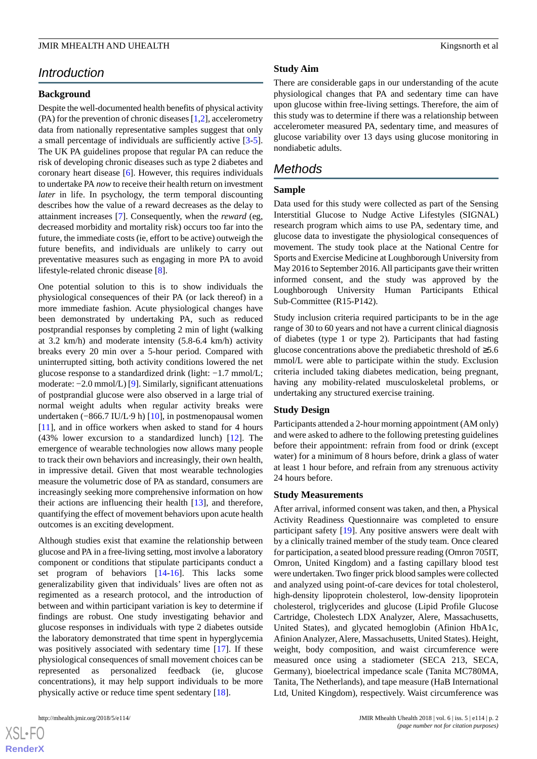## Introduction

### Background

Despite the well-documented health benefits of physical activity (PA) for the prevention of chronic diseases [1,2], accelerometry data from nationally representative samples suggest that only a small percentage of individuals are sufficiently active [3-5]. The UK PA guidelines propose that regular PA can reduce the risk of developing chronic diseases such as type 2 diabetes and coronary heart disease [6]. However, this requires individuals to undertake PA *now* to receive their health return on investment *later* in life. In psychology, the term temporal discounting describes how the value of a reward decreases as the delay to attainment increases [7]. Consequently, when the *reward* (eg, decreased morbidity and mortality risk) occurs too far into the future, the immediate costs (ie, effort to be active) outweigh the future benefits, and individuals are unlikely to carry out preventative measures such as engaging in more PA to avoid lifestyle-related chronic disease [8].

One potential solution to this is to show individuals the physiological consequences of their PA (or lack thereof) in a more immediate fashion. Acute physiological changes have been demonstrated by undertaking PA, such as reduced postprandial responses by completing 2 min of light (walking at 3.2 km/h) and moderate intensity (5.8-6.4 km/h) activity breaks every 20 min over a 5-hour period. Compared with uninterrupted sitting, both activity conditions lowered the net glucose response to a standardized drink (light: −1.7 mmol/L; moderate: −2.0 mmol/L) [9]. Similarly, significant attenuations of postprandial glucose were also observed in a large trial of normal weight adults when regular activity breaks were undertaken (−866.7 IU/L·9 h) [10], in postmenopausal women [11], and in office workers when asked to stand for 4 hours (43% lower excursion to a standardized lunch) [12]. The emergence of wearable technologies now allows many people to track their own behaviors and increasingly, their own health, in impressive detail. Given that most wearable technologies measure the volumetric dose of PA as standard, consumers are increasingly seeking more comprehensive information on how their actions are influencing their health [13], and therefore, quantifying the effect of movement behaviors upon acute health outcomes is an exciting development.

Although studies exist that examine the relationship between glucose and PA in a free-living setting, most involve a laboratory component or conditions that stipulate participants conduct a set program of behaviors [14-16]. This lacks some generalizability given that individuals' lives are often not as regimented as a research protocol, and the introduction of between and within participant variation is key to determine if findings are robust. One study investigating behavior and glucose responses in individuals with type 2 diabetes outside the laboratory demonstrated that time spent in hyperglycemia was positively associated with sedentary time [17]. If these physiological consequences of small movement choices can be represented as personalized feedback (ie, glucose concentrations), it may help support individuals to be more physically active or reduce time spent sedentary [18].

### Study Aim

There are considerable gaps in our understanding of the acute physiological changes that PA and sedentary time can have upon glucose within free-living settings. Therefore, the aim of this study was to determine if there was a relationship between accelerometer measured PA, sedentary time, and measures of glucose variability over 13 days using glucose monitoring in nondiabetic adults.

## Methods

### Sample

Data used for this study were collected as part of the Sensing Interstitial Glucose to Nudge Active Lifestyles (SIGNAL) research program which aims to use PA, sedentary time, and glucose data to investigate the physiological consequences of movement. The study took place at the National Centre for Sports and Exercise Medicine at Loughborough University from May 2016 to September 2016. All participants gave their written informed consent, and the study was approved by the Loughborough University Human Participants Ethical Sub-Committee (R15-P142).

Study inclusion criteria required participants to be in the age range of 30 to 60 years and not have a current clinical diagnosis of diabetes (type 1 or type 2). Participants that had fasting glucose concentrations above the prediabetic threshold of ≥5.6 mmol/L were able to participate within the study. Exclusion criteria included taking diabetes medication, being pregnant, having any mobility-related musculoskeletal problems, or undertaking any structured exercise training.

### Study Design

Participants attended a 2-hour morning appointment (AM only) and were asked to adhere to the following pretesting guidelines before their appointment: refrain from food or drink (except water) for a minimum of 8 hours before, drink a glass of water at least 1 hour before, and refrain from any strenuous activity 24 hours before.

### Study Measurements

After arrival, informed consent was taken, and then, a Physical Activity Readiness Questionnaire was completed to ensure participant safety [19]. Any positive answers were dealt with by a clinically trained member of the study team. Once cleared for participation, a seated blood pressure reading (Omron 705IT, Omron, United Kingdom) and a fasting capillary blood test were undertaken. Two finger prick blood samples were collected and analyzed using point-of-care devices for total cholesterol, high-density lipoprotein cholesterol, low-density lipoprotein cholesterol, triglycerides and glucose (Lipid Profile Glucose Cartridge, Cholestech LDX Analyzer, Alere, Massachusetts, United States), and glycated hemoglobin (Afinion HbA1c, Afinion Analyzer, Alere, Massachusetts, United States). Height, weight, body composition, and waist circumference were measured once using a stadiometer (SECA 213, SECA, Germany), bioelectrical impedance scale (Tanita MC780MA, Tanita, The Netherlands), and tape measure (HaB International Ltd, United Kingdom), respectively. Waist circumference was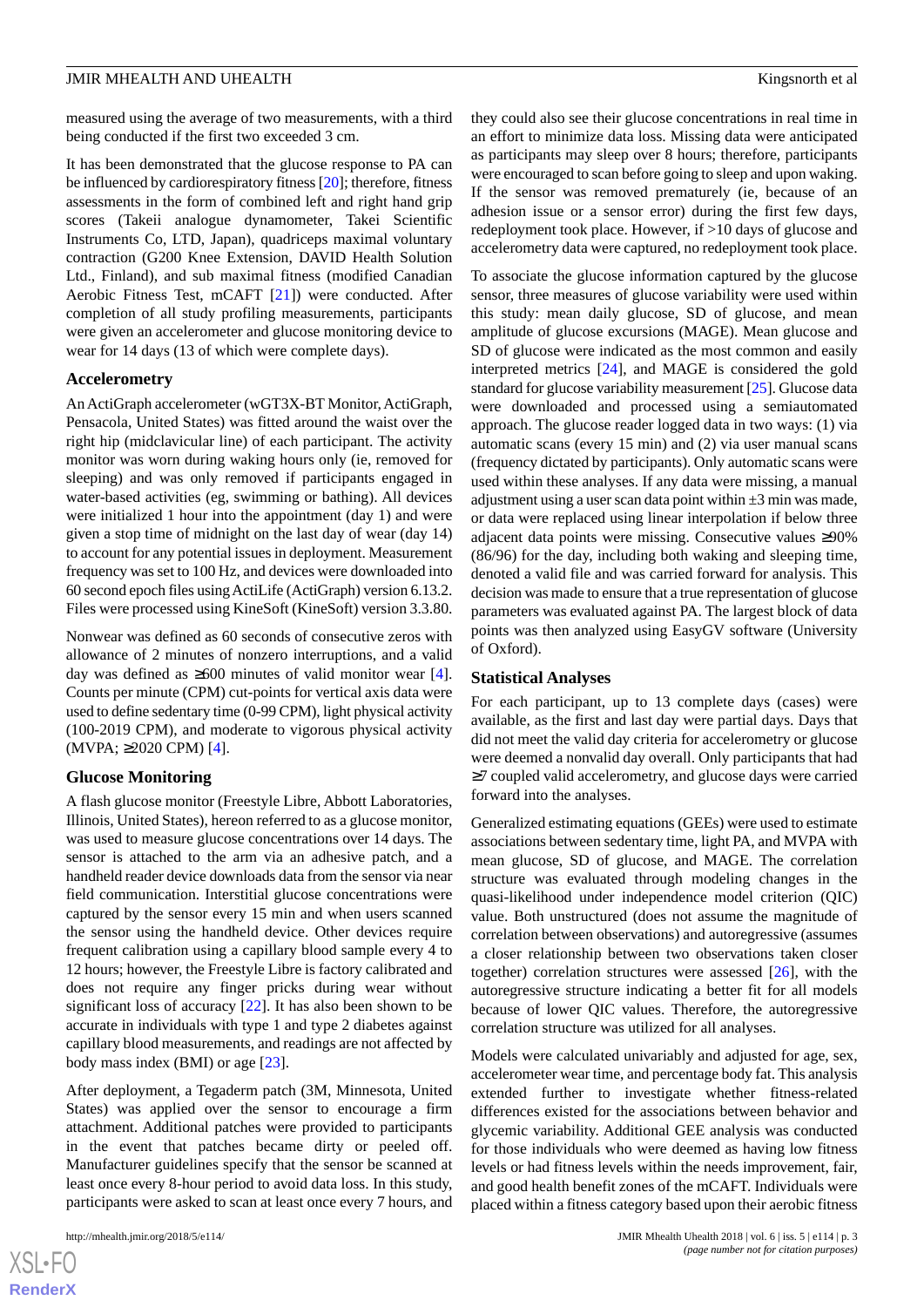measured using the average of two measurements, with a third being conducted if the first two exceeded 3 cm.

It has been demonstrated that the glucose response to PA can be influenced by cardiorespiratory fitness [20]; therefore, fitness assessments in the form of combined left and right hand grip scores (Takeii analogue dynamometer, Takei Scientific Instruments Co, LTD, Japan), quadriceps maximal voluntary contraction (G200 Knee Extension, DAVID Health Solution Ltd., Finland), and sub maximal fitness (modified Canadian Aerobic Fitness Test, mCAFT [21]) were conducted. After completion of all study profiling measurements, participants were given an accelerometer and glucose monitoring device to wear for 14 days (13 of which were complete days).

### Accelerometry

An ActiGraph accelerometer (wGT3X-BT Monitor, ActiGraph, Pensacola, United States) was fitted around the waist over the right hip (midclavicular line) of each participant. The activity monitor was worn during waking hours only (ie, removed for sleeping) and was only removed if participants engaged in water-based activities (eg, swimming or bathing). All devices were initialized 1 hour into the appointment (day 1) and were given a stop time of midnight on the last day of wear (day 14) to account for any potential issues in deployment. Measurement frequency was set to 100 Hz, and devices were downloaded into 60 second epoch files using ActiLife (ActiGraph) version 6.13.2. Files were processed using KineSoft (KineSoft) version 3.3.80.

Nonwear was defined as 60 seconds of consecutive zeros with allowance of 2 minutes of nonzero interruptions, and a valid day was defined as ≥600 minutes of valid monitor wear [4]. Counts per minute (CPM) cut-points for vertical axis data were used to define sedentary time (0-99 CPM), light physical activity (100-2019 CPM), and moderate to vigorous physical activity (MVPA; ≥2020 CPM) [4].

### Glucose Monitoring

A flash glucose monitor (Freestyle Libre, Abbott Laboratories, Illinois, United States), hereon referred to as a glucose monitor, was used to measure glucose concentrations over 14 days. The sensor is attached to the arm via an adhesive patch, and a handheld reader device downloads data from the sensor via near field communication. Interstitial glucose concentrations were captured by the sensor every 15 min and when users scanned the sensor using the handheld device. Other devices require frequent calibration using a capillary blood sample every 4 to 12 hours; however, the Freestyle Libre is factory calibrated and does not require any finger pricks during wear without significant loss of accuracy [22]. It has also been shown to be accurate in individuals with type 1 and type 2 diabetes against capillary blood measurements, and readings are not affected by body mass index (BMI) or age [23].

After deployment, a Tegaderm patch (3M, Minnesota, United States) was applied over the sensor to encourage a firm attachment. Additional patches were provided to participants in the event that patches became dirty or peeled off. Manufacturer guidelines specify that the sensor be scanned at least once every 8-hour period to avoid data loss. In this study, participants were asked to scan at least once every 7 hours, and they could also see their glucose concentrations in real time in an effort to minimize data loss. Missing data were anticipated as participants may sleep over 8 hours; therefore, participants were encouraged to scan before going to sleep and upon waking. If the sensor was removed prematurely (ie, because of an adhesion issue or a sensor error) during the first few days, redeployment took place. However, if >10 days of glucose and accelerometry data were captured, no redeployment took place.

To associate the glucose information captured by the glucose sensor, three measures of glucose variability were used within this study: mean daily glucose, SD of glucose, and mean amplitude of glucose excursions (MAGE). Mean glucose and SD of glucose were indicated as the most common and easily interpreted metrics [24], and MAGE is considered the gold standard for glucose variability measurement [25]. Glucose data were downloaded and processed using a semiautomated approach. The glucose reader logged data in two ways: (1) via automatic scans (every 15 min) and (2) via user manual scans (frequency dictated by participants). Only automatic scans were used within these analyses. If any data were missing, a manual adjustment using a user scan data point within ±3 min was made, or data were replaced using linear interpolation if below three adjacent data points were missing. Consecutive values ≥90% (86/96) for the day, including both waking and sleeping time, denoted a valid file and was carried forward for analysis. This decision was made to ensure that a true representation of glucose parameters was evaluated against PA. The largest block of data points was then analyzed using EasyGV software (University of Oxford).

### Statistical Analyses

For each participant, up to 13 complete days (cases) were available, as the first and last day were partial days. Days that did not meet the valid day criteria for accelerometry or glucose were deemed a nonvalid day overall. Only participants that had ≥7 coupled valid accelerometry, and glucose days were carried forward into the analyses.

Generalized estimating equations (GEEs) were used to estimate associations between sedentary time, light PA, and MVPA with mean glucose, SD of glucose, and MAGE. The correlation structure was evaluated through modeling changes in the quasi-likelihood under independence model criterion (QIC) value. Both unstructured (does not assume the magnitude of correlation between observations) and autoregressive (assumes a closer relationship between two observations taken closer together) correlation structures were assessed [26], with the autoregressive structure indicating a better fit for all models because of lower QIC values. Therefore, the autoregressive correlation structure was utilized for all analyses.

Models were calculated univariably and adjusted for age, sex, accelerometer wear time, and percentage body fat. This analysis extended further to investigate whether fitness-related differences existed for the associations between behavior and glycemic variability. Additional GEE analysis was conducted for those individuals who were deemed as having low fitness levels or had fitness levels within the needs improvement, fair, and good health benefit zones of the mCAFT. Individuals were placed within a fitness category based upon their aerobic fitness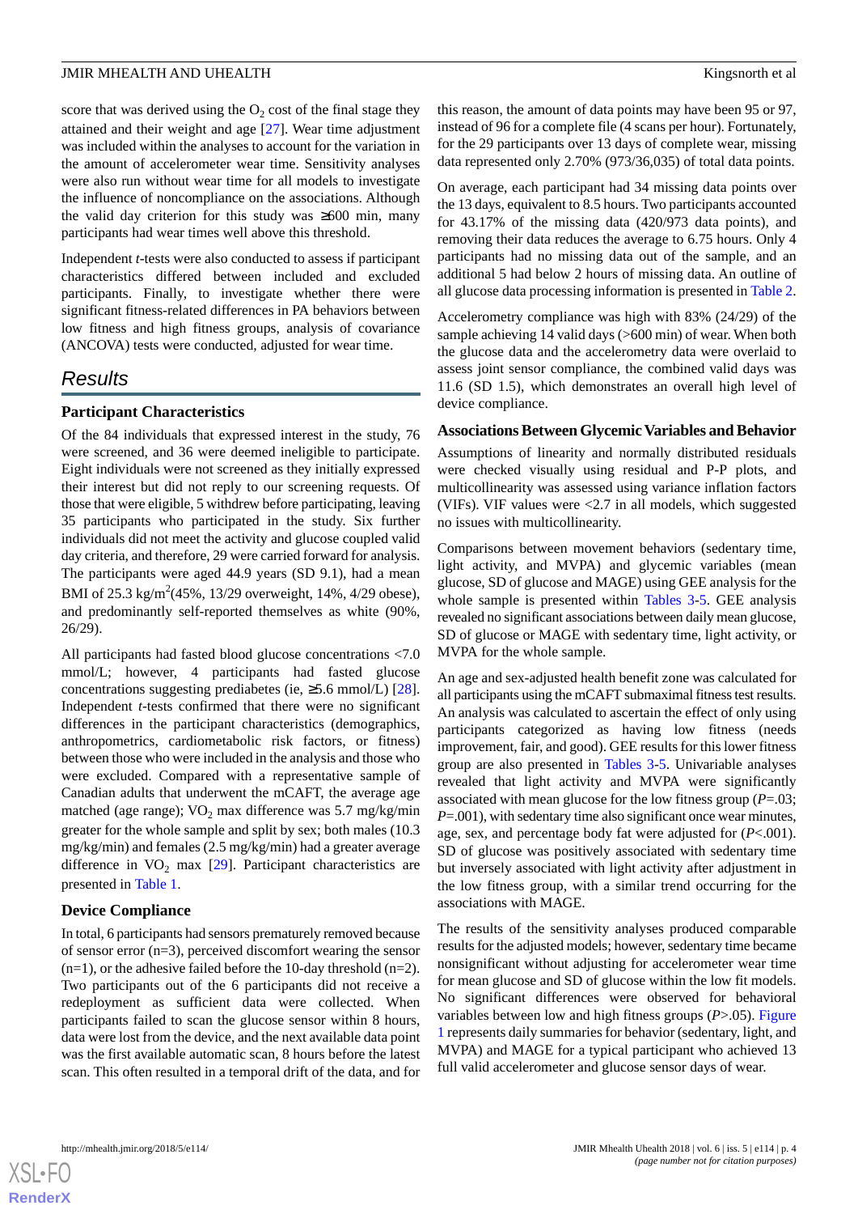score that was derived using the $O_2$ cost of the final stage they attained and their weight and age [27]. Wear time adjustment was included within the analyses to account for the variation in the amount of accelerometer wear time. Sensitivity analyses were also run without wear time for all models to investigate the influence of noncompliance on the associations. Although the valid day criterion for this study was ≥600 min, many participants had wear times well above this threshold.

Independent *t*-tests were also conducted to assess if participant characteristics differed between included and excluded participants. Finally, to investigate whether there were significant fitness-related differences in PA behaviors between low fitness and high fitness groups, analysis of covariance (ANCOVA) tests were conducted, adjusted for wear time.

# Results

## Participant Characteristics

Of the 84 individuals that expressed interest in the study, 76 were screened, and 36 were deemed ineligible to participate. Eight individuals were not screened as they initially expressed their interest but did not reply to our screening requests. Of those that were eligible, 5 withdrew before participating, leaving 35 participants who participated in the study. Six further individuals did not meet the activity and glucose coupled valid day criteria, and therefore, 29 were carried forward for analysis. The participants were aged 44.9 years (SD 9.1), had a mean BMI of 25.3 $kg/m^2$(45%, 13/29 overweight, 14%, 4/29 obese), and predominantly self-reported themselves as white (90%, 26/29).

All participants had fasted blood glucose concentrations <7.0 mmol/L; however, 4 participants had fasted glucose concentrations suggesting prediabetes (ie, ≥5.6 mmol/L) [28]. Independent *t*-tests confirmed that there were no significant differences in the participant characteristics (demographics, anthropometrics, cardiometabolic risk factors, or fitness) between those who were included in the analysis and those who were excluded. Compared with a representative sample of Canadian adults that underwent the mCAFT, the average age matched (age range); $VO_2$ max difference was 5.7 mg/kg/min greater for the whole sample and split by sex; both males (10.3 mg/kg/min) and females (2.5 mg/kg/min) had a greater average difference in $VO_2$ max [29]. Participant characteristics are presented in Table 1.

## Device Compliance

In total, 6 participants had sensors prematurely removed because of sensor error (n=3), perceived discomfort wearing the sensor (n=1), or the adhesive failed before the 10-day threshold (n=2). Two participants out of the 6 participants did not receive a redeployment as sufficient data were collected. When participants failed to scan the glucose sensor within 8 hours, data were lost from the device, and the next available data point was the first available automatic scan, 8 hours before the latest scan. This often resulted in a temporal drift of the data, and for this reason, the amount of data points may have been 95 or 97, instead of 96 for a complete file (4 scans per hour). Fortunately, for the 29 participants over 13 days of complete wear, missing data represented only 2.70% (973/36,035) of total data points.

On average, each participant had 34 missing data points over the 13 days, equivalent to 8.5 hours. Two participants accounted for 43.17% of the missing data (420/973 data points), and removing their data reduces the average to 6.75 hours. Only 4 participants had no missing data out of the sample, and an additional 5 had below 2 hours of missing data. An outline of all glucose data processing information is presented in Table 2.

Accelerometry compliance was high with 83% (24/29) of the sample achieving 14 valid days (>600 min) of wear. When both the glucose data and the accelerometry data were overlaid to assess joint sensor compliance, the combined valid days was 11.6 (SD 1.5), which demonstrates an overall high level of device compliance.

## Associations Between Glycemic Variables and Behavior

Assumptions of linearity and normally distributed residuals were checked visually using residual and P-P plots, and multicollinearity was assessed using variance inflation factors (VIFs). VIF values were <2.7 in all models, which suggested no issues with multicollinearity.

Comparisons between movement behaviors (sedentary time, light activity, and MVPA) and glycemic variables (mean glucose, SD of glucose and MAGE) using GEE analysis for the whole sample is presented within Tables 3-5. GEE analysis revealed no significant associations between daily mean glucose, SD of glucose or MAGE with sedentary time, light activity, or MVPA for the whole sample.

An age and sex-adjusted health benefit zone was calculated for all participants using the mCAFT submaximal fitness test results. An analysis was calculated to ascertain the effect of only using participants categorized as having low fitness (needs improvement, fair, and good). GEE results for this lower fitness group are also presented in Tables 3-5. Univariable analyses revealed that light activity and MVPA were significantly associated with mean glucose for the low fitness group ($P$=.03; $P$=.001), with sedentary time also significant once wear minutes, age, sex, and percentage body fat were adjusted for ($P$<.001). SD of glucose was positively associated with sedentary time but inversely associated with light activity after adjustment in the low fitness group, with a similar trend occurring for the associations with MAGE.

The results of the sensitivity analyses produced comparable results for the adjusted models; however, sedentary time became nonsignificant without adjusting for accelerometer wear time for mean glucose and SD of glucose within the low fit models. No significant differences were observed for behavioral variables between low and high fitness groups ($P$>.05). Figure 1 represents daily summaries for behavior (sedentary, light, and MVPA) and MAGE for a typical participant who achieved 13 full valid accelerometer and glucose sensor days of wear.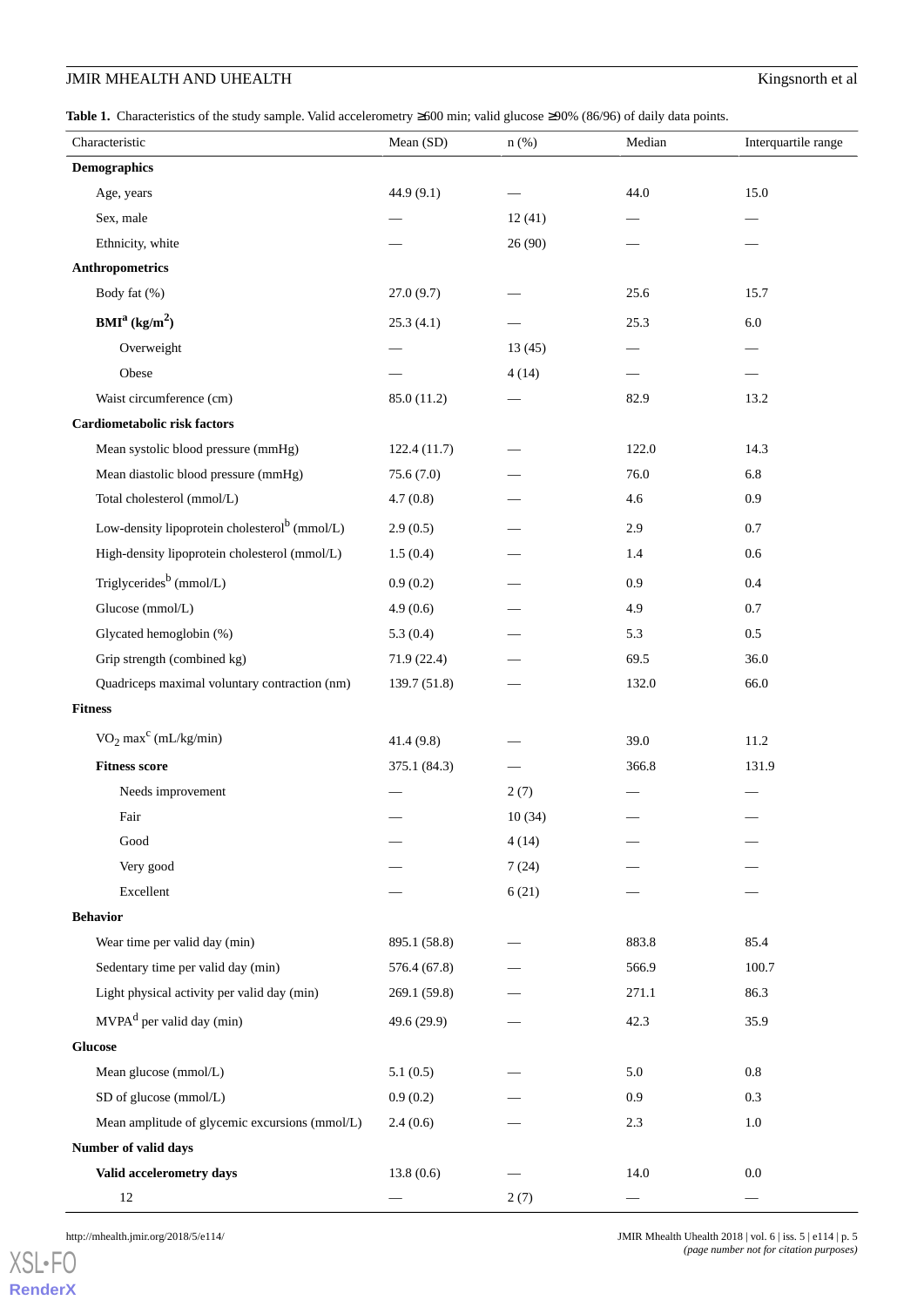**Table 1.** Characteristics of the study sample. Valid accelerometry ≥600 min; valid glucose ≥90% (86/96) of daily data points.

| Characteristic | Mean (SD) | n (%) | Median | Interquartile range |
|---|---|---|---|---|
| **Demographics** | | | | |
| Age, years | 44.9 (9.1) | — | 44.0 | 15.0 |
| Sex, male | — | 12 (41) | — | — |
| Ethnicity, white | — | 26 (90) | — | — |
| **Anthropometrics** | | | | |
| Body fat (%) | 27.0 (9.7) | — | 25.6 | 15.7 |
| **BMI[a] ($kg/m^2$)** | 25.3 (4.1) | — | 25.3 | 6.0 |
| Overweight | — | 13 (45) | — | — |
| Obese | — | 4 (14) | — | — |
| Waist circumference (cm) | 85.0 (11.2) | — | 82.9 | 13.2 |
| **Cardiometabolic risk factors** | | | | |
| Mean systolic blood pressure (mmHg) | 122.4 (11.7) | — | 122.0 | 14.3 |
| Mean diastolic blood pressure (mmHg) | 75.6 (7.0) | — | 76.0 | 6.8 |
| Total cholesterol (mmol/L) | 4.7 (0.8) | — | 4.6 | 0.9 |
| Low-density lipoprotein cholesterol[b] (mmol/L) | 2.9 (0.5) | — | 2.9 | 0.7 |
| High-density lipoprotein cholesterol (mmol/L) | 1.5 (0.4) | — | 1.4 | 0.6 |
| Triglycerides[b] (mmol/L) | 0.9 (0.2) | — | 0.9 | 0.4 |
| Glucose (mmol/L) | 4.9 (0.6) | — | 4.9 | 0.7 |
| Glycated hemoglobin (%) | 5.3 (0.4) | — | 5.3 | 0.5 |
| Grip strength (combined kg) | 71.9 (22.4) | — | 69.5 | 36.0 |
| Quadriceps maximal voluntary contraction (nm) | 139.7 (51.8) | — | 132.0 | 66.0 |
| **Fitness** | | | | |
| $VO_2$ max[c] (mL/kg/min) | 41.4 (9.8) | — | 39.0 | 11.2 |
| **Fitness score** | 375.1 (84.3) | — | 366.8 | 131.9 |
| Needs improvement | — | 2 (7) | — | — |
| Fair | — | 10 (34) | — | — |
| Good | — | 4 (14) | — | — |
| Very good | — | 7 (24) | — | — |
| Excellent | — | 6 (21) | — | — |
| **Behavior** | | | | |
| Wear time per valid day (min) | 895.1 (58.8) | — | 883.8 | 85.4 |
| Sedentary time per valid day (min) | 576.4 (67.8) | — | 566.9 | 100.7 |
| Light physical activity per valid day (min) | 269.1 (59.8) | — | 271.1 | 86.3 |
| MVPA[d] per valid day (min) | 49.6 (29.9) | — | 42.3 | 35.9 |
| **Glucose** | | | | |
| Mean glucose (mmol/L) | 5.1 (0.5) | — | 5.0 | 0.8 |
| SD of glucose (mmol/L) | 0.9 (0.2) | — | 0.9 | 0.3 |
| Mean amplitude of glycemic excursions (mmol/L) | 2.4 (0.6) | — | 2.3 | 1.0 |
| **Number of valid days** | | | | |
| **Valid accelerometry days** | 13.8 (0.6) | — | 14.0 | 0.0 |
| 12 | — | 2 (7) | — | — |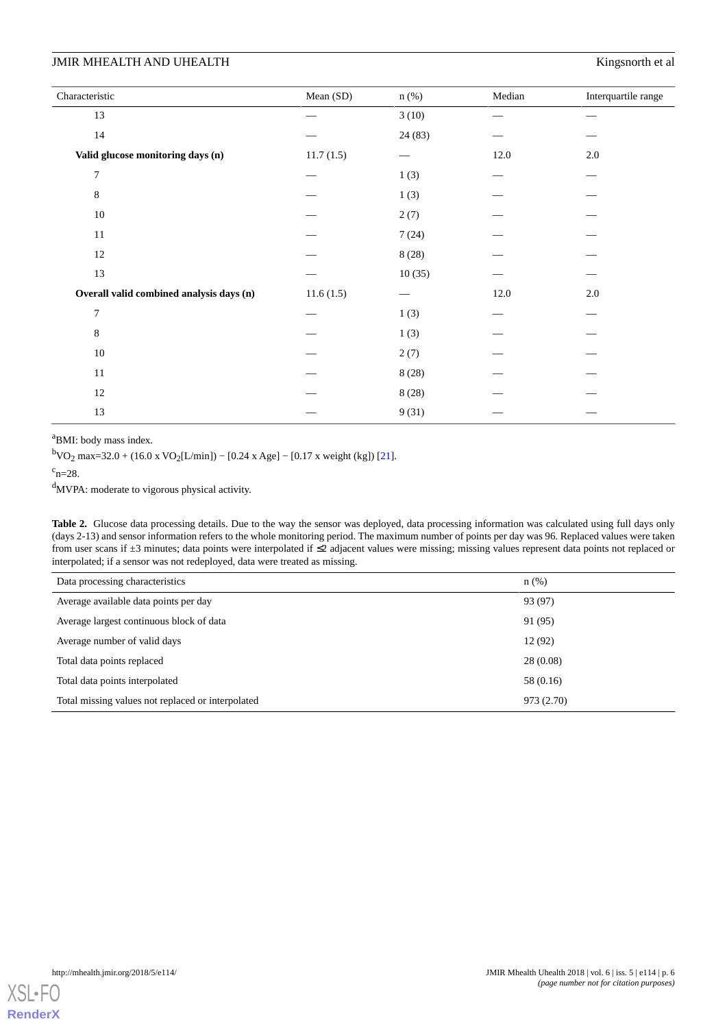| Characteristic | Mean (SD) | n (%) | Median | Interquartile range |
|---|---|---|---|---|
| 13 | — | 3 (10) | — | — |
| 14 | — | 24 (83) | — | — |
| **Valid glucose monitoring days (n)** | 11.7 (1.5) | — | 12.0 | 2.0 |
| 7 | — | 1 (3) | — | — |
| 8 | — | 1 (3) | — | — |
| 10 | — | 2 (7) | — | — |
| 11 | — | 7 (24) | — | — |
| 12 | — | 8 (28) | — | — |
| 13 | — | 10 (35) | — | — |
| **Overall valid combined analysis days (n)** | 11.6 (1.5) | — | 12.0 | 2.0 |
| 7 | — | 1 (3) | — | — |
| 8 | — | 1 (3) | — | — |
| 10 | — | 2 (7) | — | — |
| 11 | — | 8 (28) | — | — |
| 12 | — | 8 (28) | — | — |
| 13 | — | 9 (31) | — | — |

[a]BMI: body mass index.

[b]$VO_2$ max=32.0 + (16.0 x $VO_2$[L/min]) − [0.24 x Age] − [0.17 x weight (kg]) [21].

[c]n=28.

[d]MVPA: moderate to vigorous physical activity.

**Table 2.** Glucose data processing details. Due to the way the sensor was deployed, data processing information was calculated using full days only (days 2-13) and sensor information refers to the whole monitoring period. The maximum number of points per day was 96. Replaced values were taken from user scans if ±3 minutes; data points were interpolated if ≤2 adjacent values were missing; missing values represent data points not replaced or interpolated; if a sensor was not redeployed, data were treated as missing.

| Data processing characteristics | n (%) |
|---|---|
| Average available data points per day | 93 (97) |
| Average largest continuous block of data | 91 (95) |
| Average number of valid days | 12 (92) |
| Total data points replaced | 28 (0.08) |
| Total data points interpolated | 58 (0.16) |
| Total missing values not replaced or interpolated | 973 (2.70) |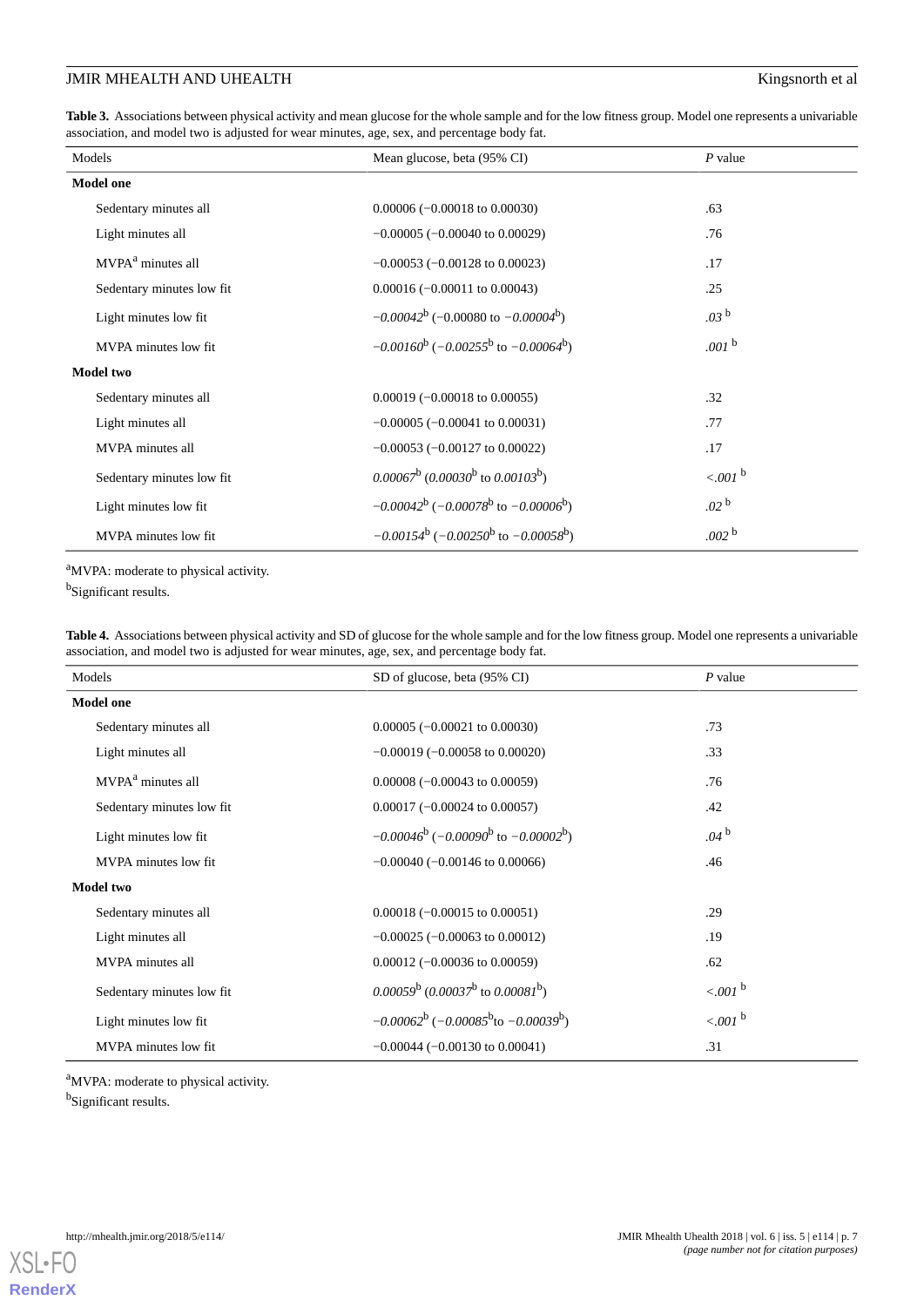**Table 3.** Associations between physical activity and mean glucose for the whole sample and for the low fitness group. Model one represents a univariable association, and model two is adjusted for wear minutes, age, sex, and percentage body fat.

| Models | Mean glucose, beta (95% CI) | *P* value |
|---|---|---|
| **Model one** | | |
| Sedentary minutes all | 0.00006 (−0.00018 to 0.00030) | .63 |
| Light minutes all | −0.00005 (−0.00040 to 0.00029) | .76 |
| MVPA[a] minutes all | −0.00053 (−0.00128 to 0.00023) | .17 |
| Sedentary minutes low fit | 0.00016 (−0.00011 to 0.00043) | .25 |
| Light minutes low fit | *−0.00042*[b] (−0.00080 to *−0.00004*[b]) | *.03* [b] |
| MVPA minutes low fit | *−0.00160*[b] (*−0.00255*[b] to *−0.00064*[b]) | *.001* [b] |
| **Model two** | | |
| Sedentary minutes all | 0.00019 (−0.00018 to 0.00055) | .32 |
| Light minutes all | −0.00005 (−0.00041 to 0.00031) | .77 |
| MVPA minutes all | −0.00053 (−0.00127 to 0.00022) | .17 |
| Sedentary minutes low fit | *0.00067*[b] (*0.00030*[b] to *0.00103*[b]) | *<.001* [b] |
| Light minutes low fit | *−0.00042*[b] (*−0.00078*[b] to *−0.00006*[b]) | *.02* [b] |
| MVPA minutes low fit | *−0.00154*[b] (*−0.00250*[b] to *−0.00058*[b]) | *.002* [b] |

[a]MVPA: moderate to physical activity.

[b]Significant results.

**Table 4.** Associations between physical activity and SD of glucose for the whole sample and for the low fitness group. Model one represents a univariable association, and model two is adjusted for wear minutes, age, sex, and percentage body fat.

| Models | SD of glucose, beta (95% CI) | *P* value |
|---|---|---|
| **Model one** | | |
| Sedentary minutes all | 0.00005 (−0.00021 to 0.00030) | .73 |
| Light minutes all | −0.00019 (−0.00058 to 0.00020) | .33 |
| MVPA[a] minutes all | 0.00008 (−0.00043 to 0.00059) | .76 |
| Sedentary minutes low fit | 0.00017 (−0.00024 to 0.00057) | .42 |
| Light minutes low fit | *−0.00046*[b] (*−0.00090*[b] to *−0.00002*[b]) | *.04* [b] |
| MVPA minutes low fit | −0.00040 (−0.00146 to 0.00066) | .46 |
| **Model two** | | |
| Sedentary minutes all | 0.00018 (−0.00015 to 0.00051) | .29 |
| Light minutes all | −0.00025 (−0.00063 to 0.00012) | .19 |
| MVPA minutes all | 0.00012 (−0.00036 to 0.00059) | .62 |
| Sedentary minutes low fit | *0.00059*[b] (*0.00037*[b] to *0.00081*[b]) | *<.001* [b] |
| Light minutes low fit | *−0.00062*[b] (*−0.00085*[b]to *−0.00039*[b]) | *<.001* [b] |
| MVPA minutes low fit | −0.00044 (−0.00130 to 0.00041) | .31 |

[a]MVPA: moderate to physical activity.

[b]Significant results.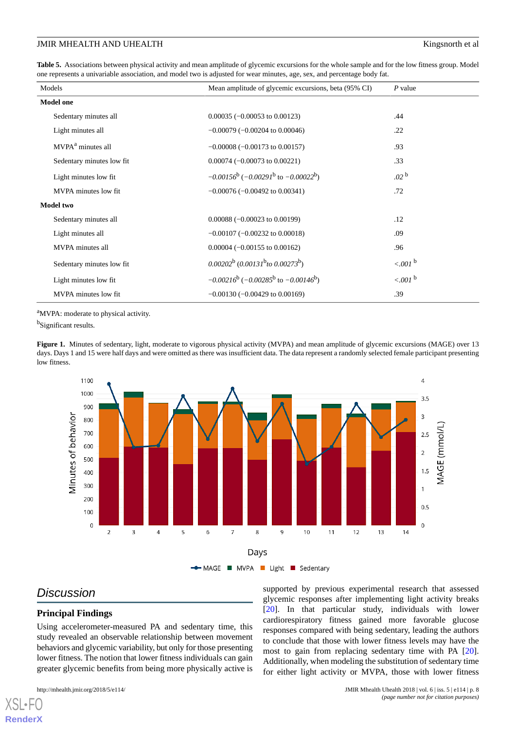**Table 5.** Associations between physical activity and mean amplitude of glycemic excursions for the whole sample and for the low fitness group. Model one represents a univariable association, and model two is adjusted for wear minutes, age, sex, and percentage body fat.

| Models | Mean amplitude of glycemic excursions, beta (95% CI) | *P* value |
|---|---|---|
| **Model one** | | |
| Sedentary minutes all | 0.00035 (−0.00053 to 0.00123) | .44 |
| Light minutes all | −0.00079 (−0.00204 to 0.00046) | .22 |
| MVPA[a] minutes all | −0.00008 (−0.00173 to 0.00157) | .93 |
| Sedentary minutes low fit | 0.00074 (−0.00073 to 0.00221) | .33 |
| Light minutes low fit | *−0.00156*[b] (*−0.00291*[b] to *−0.00022*[b]) | *.02*[b] |
| MVPA minutes low fit | −0.00076 (−0.00492 to 0.00341) | .72 |
| **Model two** | | |
| Sedentary minutes all | 0.00088 (−0.00023 to 0.00199) | .12 |
| Light minutes all | −0.00107 (−0.00232 to 0.00018) | .09 |
| MVPA minutes all | 0.00004 (−0.00155 to 0.00162) | .96 |
| Sedentary minutes low fit | *0.00202*[b] (*0.00131*[b] *to 0.00273*[b]) | *<.001*[b] |
| Light minutes low fit | *−0.00216*[b] (*−0.00285*[b] to *−0.00146*[b]) | *<.001*[b] |
| MVPA minutes low fit | −0.00130 (−0.00429 to 0.00169) | .39 |

[a]MVPA: moderate to physical activity.

[b]Significant results.

**Figure 1.** Minutes of sedentary, light, moderate to vigorous physical activity (MVPA) and mean amplitude of glycemic excursions (MAGE) over 13 days. Days 1 and 15 were half days and were omitted as there was insufficient data. The data represent a randomly selected female participant presenting low fitness.

## Discussion

### Principal Findings

Using accelerometer-measured PA and sedentary time, this study revealed an observable relationship between movement behaviors and glycemic variability, but only for those presenting lower fitness. The notion that lower fitness individuals can gain greater glycemic benefits from being more physically active is supported by previous experimental research that assessed glycemic responses after implementing light activity breaks [20]. In that particular study, individuals with lower cardiorespiratory fitness gained more favorable glucose responses compared with being sedentary, leading the authors to conclude that those with lower fitness levels may have the most to gain from replacing sedentary time with PA [20]. Additionally, when modeling the substitution of sedentary time for either light activity or MVPA, those with lower fitness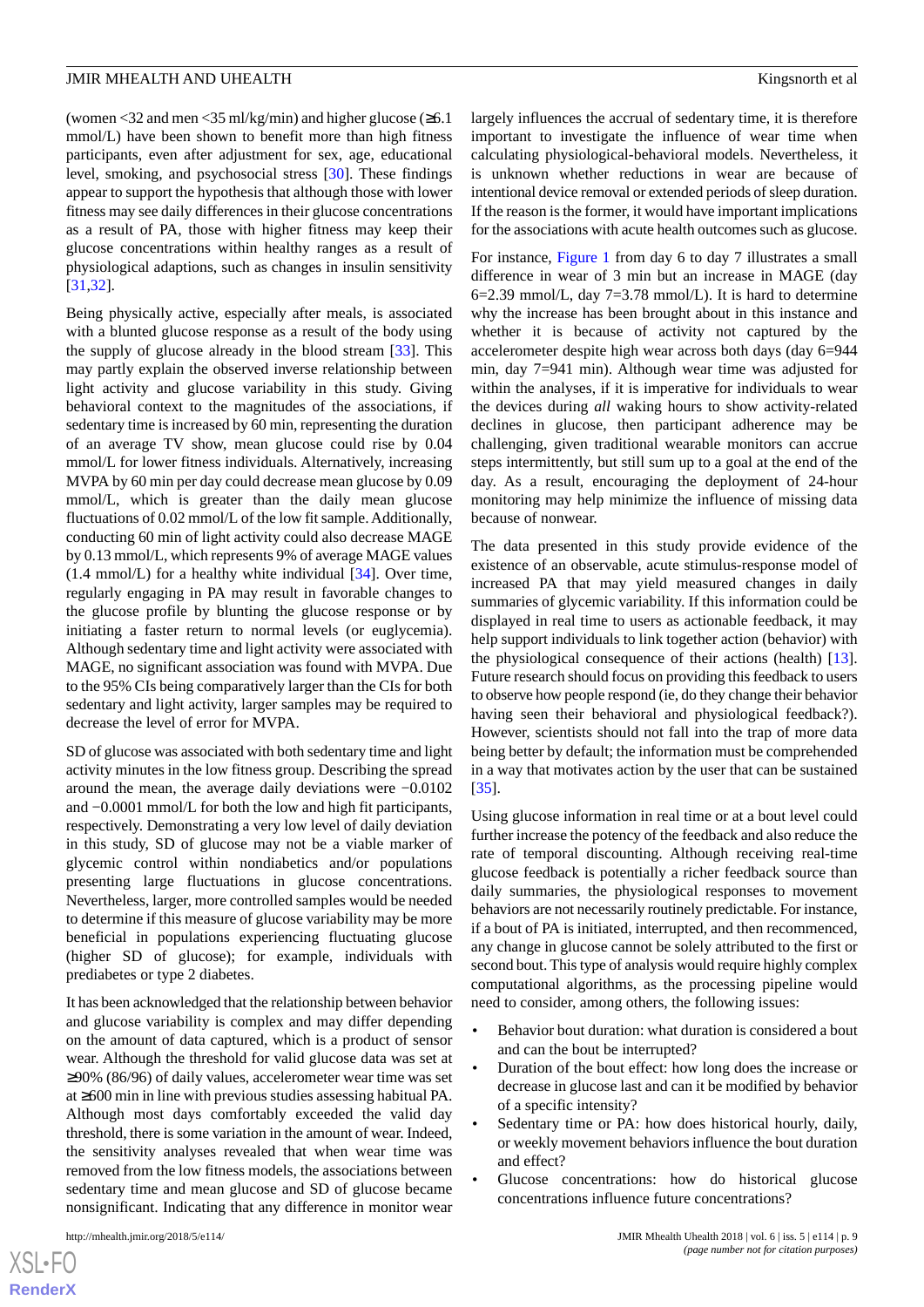(women <32 and men <35 ml/kg/min) and higher glucose (≥6.1 mmol/L) have been shown to benefit more than high fitness participants, even after adjustment for sex, age, educational level, smoking, and psychosocial stress [30]. These findings appear to support the hypothesis that although those with lower fitness may see daily differences in their glucose concentrations as a result of PA, those with higher fitness may keep their glucose concentrations within healthy ranges as a result of physiological adaptions, such as changes in insulin sensitivity [31,32].

Being physically active, especially after meals, is associated with a blunted glucose response as a result of the body using the supply of glucose already in the blood stream [33]. This may partly explain the observed inverse relationship between light activity and glucose variability in this study. Giving behavioral context to the magnitudes of the associations, if sedentary time is increased by 60 min, representing the duration of an average TV show, mean glucose could rise by 0.04 mmol/L for lower fitness individuals. Alternatively, increasing MVPA by 60 min per day could decrease mean glucose by 0.09 mmol/L, which is greater than the daily mean glucose fluctuations of 0.02 mmol/L of the low fit sample. Additionally, conducting 60 min of light activity could also decrease MAGE by 0.13 mmol/L, which represents 9% of average MAGE values (1.4 mmol/L) for a healthy white individual [34]. Over time, regularly engaging in PA may result in favorable changes to the glucose profile by blunting the glucose response or by initiating a faster return to normal levels (or euglycemia). Although sedentary time and light activity were associated with MAGE, no significant association was found with MVPA. Due to the 95% CIs being comparatively larger than the CIs for both sedentary and light activity, larger samples may be required to decrease the level of error for MVPA.

SD of glucose was associated with both sedentary time and light activity minutes in the low fitness group. Describing the spread around the mean, the average daily deviations were −0.0102 and −0.0001 mmol/L for both the low and high fit participants, respectively. Demonstrating a very low level of daily deviation in this study, SD of glucose may not be a viable marker of glycemic control within nondiabetics and/or populations presenting large fluctuations in glucose concentrations. Nevertheless, larger, more controlled samples would be needed to determine if this measure of glucose variability may be more beneficial in populations experiencing fluctuating glucose (higher SD of glucose); for example, individuals with prediabetes or type 2 diabetes.

It has been acknowledged that the relationship between behavior and glucose variability is complex and may differ depending on the amount of data captured, which is a product of sensor wear. Although the threshold for valid glucose data was set at ≥90% (86/96) of daily values, accelerometer wear time was set at ≥600 min in line with previous studies assessing habitual PA. Although most days comfortably exceeded the valid day threshold, there is some variation in the amount of wear. Indeed, the sensitivity analyses revealed that when wear time was removed from the low fitness models, the associations between sedentary time and mean glucose and SD of glucose became nonsignificant. Indicating that any difference in monitor wear largely influences the accrual of sedentary time, it is therefore important to investigate the influence of wear time when calculating physiological-behavioral models. Nevertheless, it is unknown whether reductions in wear are because of intentional device removal or extended periods of sleep duration. If the reason is the former, it would have important implications for the associations with acute health outcomes such as glucose.

For instance, Figure 1 from day 6 to day 7 illustrates a small difference in wear of 3 min but an increase in MAGE (day 6=2.39 mmol/L, day 7=3.78 mmol/L). It is hard to determine why the increase has been brought about in this instance and whether it is because of activity not captured by the accelerometer despite high wear across both days (day 6=944 min, day 7=941 min). Although wear time was adjusted for within the analyses, if it is imperative for individuals to wear the devices during *all* waking hours to show activity-related declines in glucose, then participant adherence may be challenging, given traditional wearable monitors can accrue steps intermittently, but still sum up to a goal at the end of the day. As a result, encouraging the deployment of 24-hour monitoring may help minimize the influence of missing data because of nonwear.

The data presented in this study provide evidence of the existence of an observable, acute stimulus-response model of increased PA that may yield measured changes in daily summaries of glycemic variability. If this information could be displayed in real time to users as actionable feedback, it may help support individuals to link together action (behavior) with the physiological consequence of their actions (health) [13]. Future research should focus on providing this feedback to users to observe how people respond (ie, do they change their behavior having seen their behavioral and physiological feedback?). However, scientists should not fall into the trap of more data being better by default; the information must be comprehended in a way that motivates action by the user that can be sustained [35].

Using glucose information in real time or at a bout level could further increase the potency of the feedback and also reduce the rate of temporal discounting. Although receiving real-time glucose feedback is potentially a richer feedback source than daily summaries, the physiological responses to movement behaviors are not necessarily routinely predictable. For instance, if a bout of PA is initiated, interrupted, and then recommenced, any change in glucose cannot be solely attributed to the first or second bout. This type of analysis would require highly complex computational algorithms, as the processing pipeline would need to consider, among others, the following issues:

- Behavior bout duration: what duration is considered a bout and can the bout be interrupted?
- Duration of the bout effect: how long does the increase or decrease in glucose last and can it be modified by behavior of a specific intensity?
- Sedentary time or PA: how does historical hourly, daily, or weekly movement behaviors influence the bout duration and effect?
- Glucose concentrations: how do historical glucose concentrations influence future concentrations?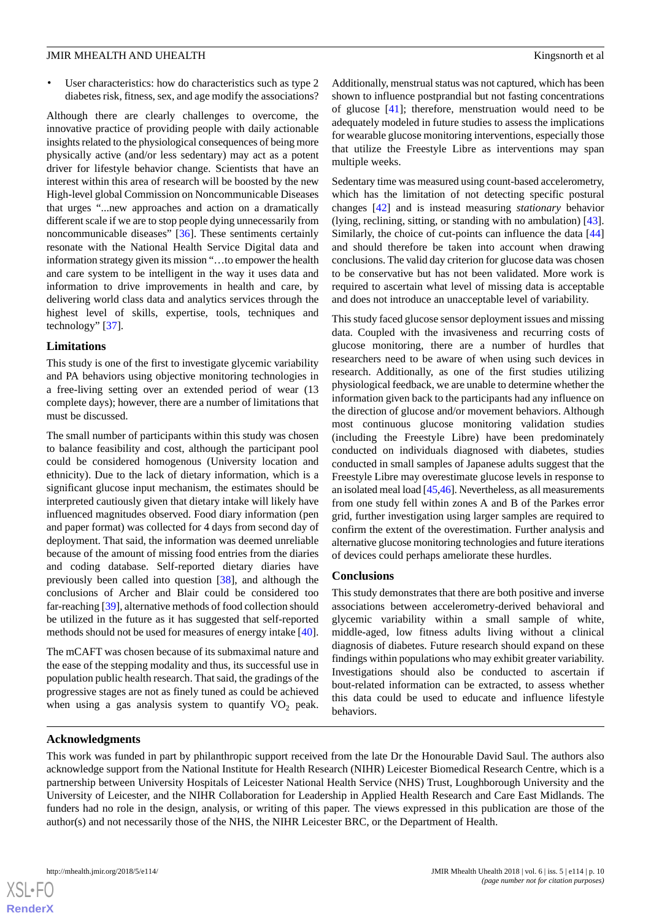- User characteristics: how do characteristics such as type 2 diabetes risk, fitness, sex, and age modify the associations?

Although there are clearly challenges to overcome, the innovative practice of providing people with daily actionable insights related to the physiological consequences of being more physically active (and/or less sedentary) may act as a potent driver for lifestyle behavior change. Scientists that have an interest within this area of research will be boosted by the new High-level global Commission on Noncommunicable Diseases that urges "...new approaches and action on a dramatically different scale if we are to stop people dying unnecessarily from noncommunicable diseases" [36]. These sentiments certainly resonate with the National Health Service Digital data and information strategy given its mission "…to empower the health and care system to be intelligent in the way it uses data and information to drive improvements in health and care, by delivering world class data and analytics services through the highest level of skills, expertise, tools, techniques and technology" [37].

### Limitations

This study is one of the first to investigate glycemic variability and PA behaviors using objective monitoring technologies in a free-living setting over an extended period of wear (13 complete days); however, there are a number of limitations that must be discussed.

The small number of participants within this study was chosen to balance feasibility and cost, although the participant pool could be considered homogenous (University location and ethnicity). Due to the lack of dietary information, which is a significant glucose input mechanism, the estimates should be interpreted cautiously given that dietary intake will likely have influenced magnitudes observed. Food diary information (pen and paper format) was collected for 4 days from second day of deployment. That said, the information was deemed unreliable because of the amount of missing food entries from the diaries and coding database. Self-reported dietary diaries have previously been called into question [38], and although the conclusions of Archer and Blair could be considered too far-reaching [39], alternative methods of food collection should be utilized in the future as it has suggested that self-reported methods should not be used for measures of energy intake [40].

The mCAFT was chosen because of its submaximal nature and the ease of the stepping modality and thus, its successful use in population public health research. That said, the gradings of the progressive stages are not as finely tuned as could be achieved when using a gas analysis system to quantify $VO_2$ peak. Additionally, menstrual status was not captured, which has been shown to influence postprandial but not fasting concentrations of glucose [41]; therefore, menstruation would need to be adequately modeled in future studies to assess the implications for wearable glucose monitoring interventions, especially those that utilize the Freestyle Libre as interventions may span multiple weeks.

Sedentary time was measured using count-based accelerometry, which has the limitation of not detecting specific postural changes [42] and is instead measuring *stationary* behavior (lying, reclining, sitting, or standing with no ambulation) [43]. Similarly, the choice of cut-points can influence the data [44] and should therefore be taken into account when drawing conclusions. The valid day criterion for glucose data was chosen to be conservative but has not been validated. More work is required to ascertain what level of missing data is acceptable and does not introduce an unacceptable level of variability.

This study faced glucose sensor deployment issues and missing data. Coupled with the invasiveness and recurring costs of glucose monitoring, there are a number of hurdles that researchers need to be aware of when using such devices in research. Additionally, as one of the first studies utilizing physiological feedback, we are unable to determine whether the information given back to the participants had any influence on the direction of glucose and/or movement behaviors. Although most continuous glucose monitoring validation studies (including the Freestyle Libre) have been predominately conducted on individuals diagnosed with diabetes, studies conducted in small samples of Japanese adults suggest that the Freestyle Libre may overestimate glucose levels in response to an isolated meal load [45,46]. Nevertheless, as all measurements from one study fell within zones A and B of the Parkes error grid, further investigation using larger samples are required to confirm the extent of the overestimation. Further analysis and alternative glucose monitoring technologies and future iterations of devices could perhaps ameliorate these hurdles.

### Conclusions

This study demonstrates that there are both positive and inverse associations between accelerometry-derived behavioral and glycemic variability within a small sample of white, middle-aged, low fitness adults living without a clinical diagnosis of diabetes. Future research should expand on these findings within populations who may exhibit greater variability. Investigations should also be conducted to ascertain if bout-related information can be extracted, to assess whether this data could be used to educate and influence lifestyle behaviors.

## Acknowledgments

This work was funded in part by philanthropic support received from the late Dr the Honourable David Saul. The authors also acknowledge support from the National Institute for Health Research (NIHR) Leicester Biomedical Research Centre, which is a partnership between University Hospitals of Leicester National Health Service (NHS) Trust, Loughborough University and the University of Leicester, and the NIHR Collaboration for Leadership in Applied Health Research and Care East Midlands. The funders had no role in the design, analysis, or writing of this paper. The views expressed in this publication are those of the author(s) and not necessarily those of the NHS, the NIHR Leicester BRC, or the Department of Health.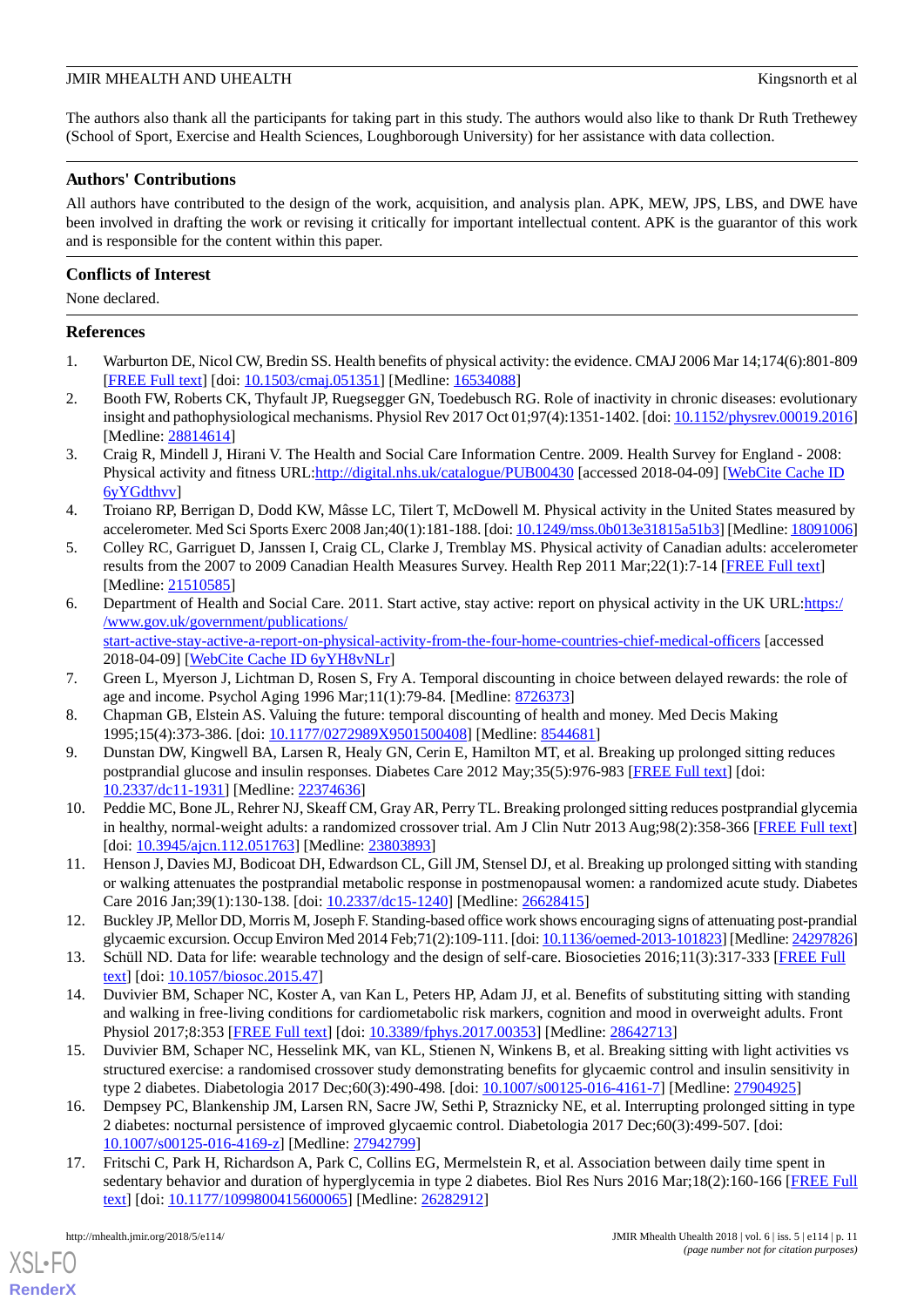The authors also thank all the participants for taking part in this study. The authors would also like to thank Dr Ruth Trethewey (School of Sport, Exercise and Health Sciences, Loughborough University) for her assistance with data collection.

## Authors' Contributions

All authors have contributed to the design of the work, acquisition, and analysis plan. APK, MEW, JPS, LBS, and DWE have been involved in drafting the work or revising it critically for important intellectual content. APK is the guarantor of this work and is responsible for the content within this paper.

## Conflicts of Interest

None declared.

## References

1. Warburton DE, Nicol CW, Bredin SS. Health benefits of physical activity: the evidence. CMAJ 2006 Mar 14;174(6):801-809 [FREE Full text] [doi: 10.1503/cmaj.051351] [Medline: 16534088]
2. Booth FW, Roberts CK, Thyfault JP, Ruegsegger GN, Toedebusch RG. Role of inactivity in chronic diseases: evolutionary insight and pathophysiological mechanisms. Physiol Rev 2017 Oct 01;97(4):1351-1402. [doi: 10.1152/physrev.00019.2016] [Medline: 28814614]
3. Craig R, Mindell J, Hirani V. The Health and Social Care Information Centre. 2009. Health Survey for England - 2008: Physical activity and fitness URL:http://digital.nhs.uk/catalogue/PUB00430 [accessed 2018-04-09] [WebCite Cache ID 6yYGdthvv]
4. Troiano RP, Berrigan D, Dodd KW, Mâsse LC, Tilert T, McDowell M. Physical activity in the United States measured by accelerometer. Med Sci Sports Exerc 2008 Jan;40(1):181-188. [doi: 10.1249/mss.0b013e31815a51b3] [Medline: 18091006]
5. Colley RC, Garriguet D, Janssen I, Craig CL, Clarke J, Tremblay MS. Physical activity of Canadian adults: accelerometer results from the 2007 to 2009 Canadian Health Measures Survey. Health Rep 2011 Mar;22(1):7-14 [FREE Full text] [Medline: 21510585]
6. Department of Health and Social Care. 2011. Start active, stay active: report on physical activity in the UK URL:https://www.gov.uk/government/publications/start-active-stay-active-a-report-on-physical-activity-from-the-four-home-countries-chief-medical-officers [accessed 2018-04-09] [WebCite Cache ID 6yYH8vNLr]
7. Green L, Myerson J, Lichtman D, Rosen S, Fry A. Temporal discounting in choice between delayed rewards: the role of age and income. Psychol Aging 1996 Mar;11(1):79-84. [Medline: 8726373]
8. Chapman GB, Elstein AS. Valuing the future: temporal discounting of health and money. Med Decis Making 1995;15(4):373-386. [doi: 10.1177/0272989X9501500408] [Medline: 8544681]
9. Dunstan DW, Kingwell BA, Larsen R, Healy GN, Cerin E, Hamilton MT, et al. Breaking up prolonged sitting reduces postprandial glucose and insulin responses. Diabetes Care 2012 May;35(5):976-983 [FREE Full text] [doi: 10.2337/dc11-1931] [Medline: 22374636]
10. Peddie MC, Bone JL, Rehrer NJ, Skeaff CM, Gray AR, Perry TL. Breaking prolonged sitting reduces postprandial glycemia in healthy, normal-weight adults: a randomized crossover trial. Am J Clin Nutr 2013 Aug;98(2):358-366 [FREE Full text] [doi: 10.3945/ajcn.112.051763] [Medline: 23803893]
11. Henson J, Davies MJ, Bodicoat DH, Edwardson CL, Gill JM, Stensel DJ, et al. Breaking up prolonged sitting with standing or walking attenuates the postprandial metabolic response in postmenopausal women: a randomized acute study. Diabetes Care 2016 Jan;39(1):130-138. [doi: 10.2337/dc15-1240] [Medline: 26628415]
12. Buckley JP, Mellor DD, Morris M, Joseph F. Standing-based office work shows encouraging signs of attenuating post-prandial glycaemic excursion. Occup Environ Med 2014 Feb;71(2):109-111. [doi: 10.1136/oemed-2013-101823] [Medline: 24297826]
13. Schüll ND. Data for life: wearable technology and the design of self-care. Biosocieties 2016;11(3):317-333 [FREE Full text] [doi: 10.1057/biosoc.2015.47]
14. Duvivier BM, Schaper NC, Koster A, van Kan L, Peters HP, Adam JJ, et al. Benefits of substituting sitting with standing and walking in free-living conditions for cardiometabolic risk markers, cognition and mood in overweight adults. Front Physiol 2017;8:353 [FREE Full text] [doi: 10.3389/fphys.2017.00353] [Medline: 28642713]
15. Duvivier BM, Schaper NC, Hesselink MK, van Kan L, Stienen N, Winkens B, et al. Breaking sitting with light activities vs structured exercise: a randomised crossover study demonstrating benefits for glycaemic control and insulin sensitivity in type 2 diabetes. Diabetologia 2017 Dec;60(3):490-498. [doi: 10.1007/s00125-016-4161-7] [Medline: 27904925]
16. Dempsey PC, Blankenship JM, Larsen RN, Sacre JW, Sethi P, Straznicky NE, et al. Interrupting prolonged sitting in type 2 diabetes: nocturnal persistence of improved glycaemic control. Diabetologia 2017 Dec;60(3):499-507. [doi: 10.1007/s00125-016-4169-z] [Medline: 27942799]
17. Fritschi C, Park H, Richardson A, Park C, Collins EG, Mermelstein R, et al. Association between daily time spent in sedentary behavior and duration of hyperglycemia in type 2 diabetes. Biol Res Nurs 2016 Mar;18(2):160-166 [FREE Full text] [doi: 10.1177/1099800415600065] [Medline: 26282912]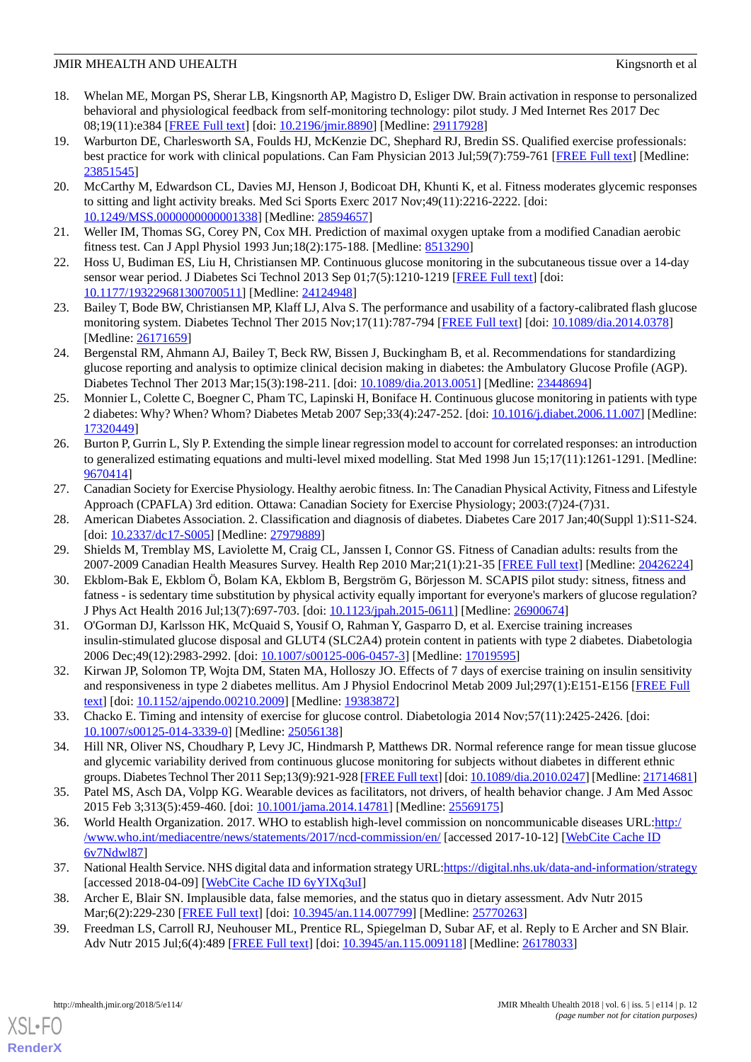18. Whelan ME, Morgan PS, Sherar LB, Kingsnorth AP, Magistro D, Esliger DW. Brain activation in response to personalized behavioral and physiological feedback from self-monitoring technology: pilot study. J Med Internet Res 2017 Dec 08;19(11):e384 [FREE Full text] [doi: 10.2196/jmir.8890] [Medline: 29117928]
19. Warburton DE, Charlesworth SA, Foulds HJ, McKenzie DC, Shephard RJ, Bredin SS. Qualified exercise professionals: best practice for work with clinical populations. Can Fam Physician 2013 Jul;59(7):759-761 [FREE Full text] [Medline: 23851545]
20. McCarthy M, Edwardson CL, Davies MJ, Henson J, Bodicoat DH, Khunti K, et al. Fitness moderates glycemic responses to sitting and light activity breaks. Med Sci Sports Exerc 2017 Nov;49(11):2216-2222. [doi: 10.1249/MSS.0000000000001338] [Medline: 28594657]
21. Weller IM, Thomas SG, Corey PN, Cox MH. Prediction of maximal oxygen uptake from a modified Canadian aerobic fitness test. Can J Appl Physiol 1993 Jun;18(2):175-188. [Medline: 8513290]
22. Hoss U, Budiman ES, Liu H, Christiansen MP. Continuous glucose monitoring in the subcutaneous tissue over a 14-day sensor wear period. J Diabetes Sci Technol 2013 Sep 01;7(5):1210-1219 [FREE Full text] [doi: 10.1177/193229681300700511] [Medline: 24124948]
23. Bailey T, Bode BW, Christiansen MP, Klaff LJ, Alva S. The performance and usability of a factory-calibrated flash glucose monitoring system. Diabetes Technol Ther 2015 Nov;17(11):787-794 [FREE Full text] [doi: 10.1089/dia.2014.0378] [Medline: 26171659]
24. Bergenstal RM, Ahmann AJ, Bailey T, Beck RW, Bissen J, Buckingham B, et al. Recommendations for standardizing glucose reporting and analysis to optimize clinical decision making in diabetes: the Ambulatory Glucose Profile (AGP). Diabetes Technol Ther 2013 Mar;15(3):198-211. [doi: 10.1089/dia.2013.0051] [Medline: 23448694]
25. Monnier L, Colette C, Boegner C, Pham TC, Lapinski H, Boniface H. Continuous glucose monitoring in patients with type 2 diabetes: Why? When? Whom? Diabetes Metab 2007 Sep;33(4):247-252. [doi: 10.1016/j.diabet.2006.11.007] [Medline: 17320449]
26. Burton P, Gurrin L, Sly P. Extending the simple linear regression model to account for correlated responses: an introduction to generalized estimating equations and multi-level mixed modelling. Stat Med 1998 Jun 15;17(11):1261-1291. [Medline: 9670414]
27. Canadian Society for Exercise Physiology. Healthy aerobic fitness. In: The Canadian Physical Activity, Fitness and Lifestyle Approach (CPAFLA) 3rd edition. Ottawa: Canadian Society for Exercise Physiology; 2003:(7)24-(7)31.
28. American Diabetes Association. 2. Classification and diagnosis of diabetes. Diabetes Care 2017 Jan;40(Suppl 1):S11-S24. [doi: 10.2337/dc17-S005] [Medline: 27979889]
29. Shields M, Tremblay MS, Laviolette M, Craig CL, Janssen I, Connor GS. Fitness of Canadian adults: results from the 2007-2009 Canadian Health Measures Survey. Health Rep 2010 Mar;21(1):21-35 [FREE Full text] [Medline: 20426224]
30. Ekblom-Bak E, Ekblom Ö, Bolam KA, Ekblom B, Bergström G, Börjesson M. SCAPIS pilot study: sitness, fitness and fatness - is sedentary time substitution by physical activity equally important for everyone's markers of glucose regulation? J Phys Act Health 2016 Jul;13(7):697-703. [doi: 10.1123/jpah.2015-0611] [Medline: 26900674]
31. O'Gorman DJ, Karlsson HK, McQuaid S, Yousif O, Rahman Y, Gasparro D, et al. Exercise training increases insulin-stimulated glucose disposal and GLUT4 (SLC2A4) protein content in patients with type 2 diabetes. Diabetologia 2006 Dec;49(12):2983-2992. [doi: 10.1007/s00125-006-0457-3] [Medline: 17019595]
32. Kirwan JP, Solomon TP, Wojta DM, Staten MA, Holloszy JO. Effects of 7 days of exercise training on insulin sensitivity and responsiveness in type 2 diabetes mellitus. Am J Physiol Endocrinol Metab 2009 Jul;297(1):E151-E156 [FREE Full text] [doi: 10.1152/ajpendo.00210.2009] [Medline: 19383872]
33. Chacko E. Timing and intensity of exercise for glucose control. Diabetologia 2014 Nov;57(11):2425-2426. [doi: 10.1007/s00125-014-3339-0] [Medline: 25056138]
34. Hill NR, Oliver NS, Choudhary P, Levy JC, Hindmarsh P, Matthews DR. Normal reference range for mean tissue glucose and glycemic variability derived from continuous glucose monitoring for subjects without diabetes in different ethnic groups. Diabetes Technol Ther 2011 Sep;13(9):921-928 [FREE Full text] [doi: 10.1089/dia.2010.0247] [Medline: 21714681]
35. Patel MS, Asch DA, Volpp KG. Wearable devices as facilitators, not drivers, of health behavior change. J Am Med Assoc 2015 Feb 3;313(5):459-460. [doi: 10.1001/jama.2014.14781] [Medline: 25569175]
36. World Health Organization. 2017. WHO to establish high-level commission on noncommunicable diseases URL:http://www.who.int/mediacentre/news/statements/2017/ncd-commission/en/ [accessed 2017-10-12] [WebCite Cache ID 6v7Ndwl87]
37. National Health Service. NHS digital data and information strategy URL:https://digital.nhs.uk/data-and-information/strategy [accessed 2018-04-09] [WebCite Cache ID 6yYIXq3uI]
38. Archer E, Blair SN. Implausible data, false memories, and the status quo in dietary assessment. Adv Nutr 2015 Mar;6(2):229-230 [FREE Full text] [doi: 10.3945/an.114.007799] [Medline: 25770263]
39. Freedman LS, Carroll RJ, Neuhouser ML, Prentice RL, Spiegelman D, Subar AF, et al. Reply to E Archer and SN Blair. Adv Nutr 2015 Jul;6(4):489 [FREE Full text] [doi: 10.3945/an.115.009118] [Medline: 26178033]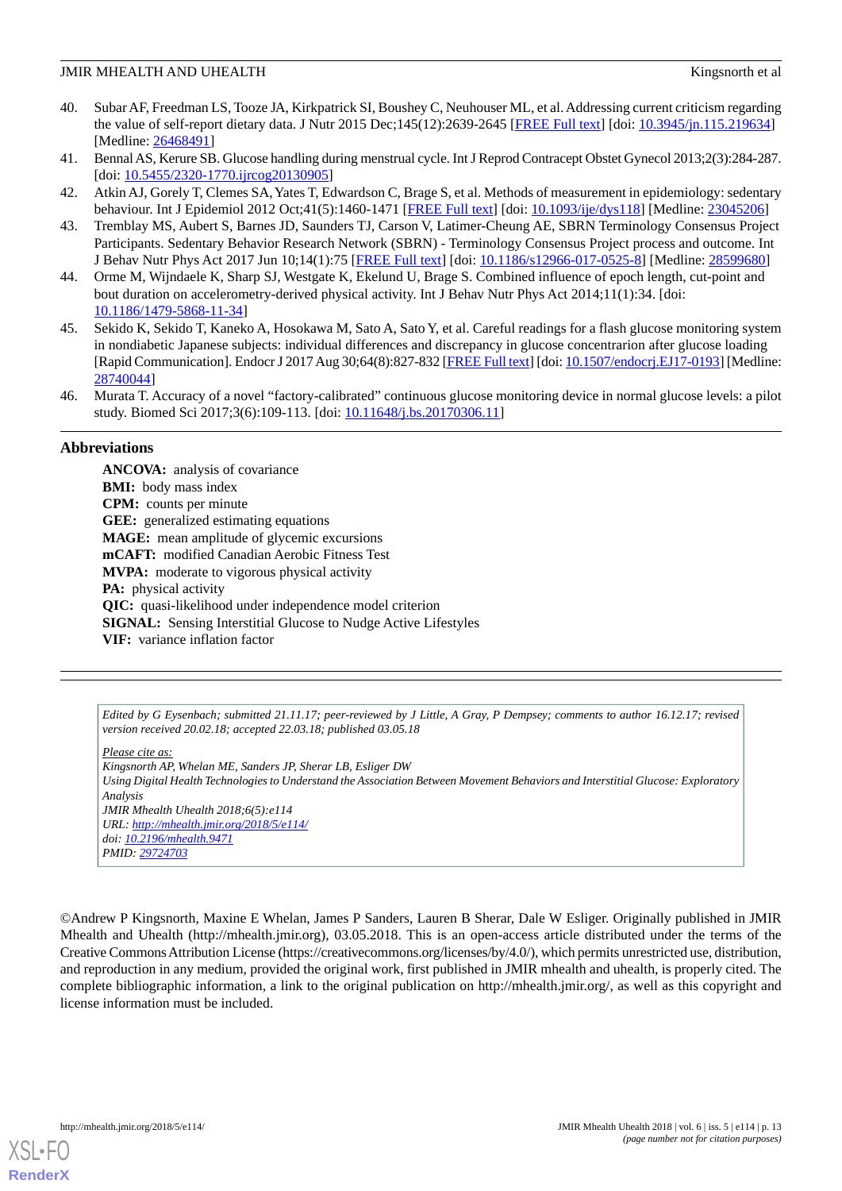40. Subar AF, Freedman LS, Tooze JA, Kirkpatrick SI, Boushey C, Neuhouser ML, et al. Addressing current criticism regarding the value of self-report dietary data. J Nutr 2015 Dec;145(12):2639-2645 [FREE Full text] [doi: 10.3945/jn.115.219634] [Medline: 26468491]
41. Bennal AS, Kerure SB. Glucose handling during menstrual cycle. Int J Reprod Contracept Obstet Gynecol 2013;2(3):284-287. [doi: 10.5455/2320-1770.ijrcog20130905]
42. Atkin AJ, Gorely T, Clemes SA, Yates T, Edwardson C, Brage S, et al. Methods of measurement in epidemiology: sedentary behaviour. Int J Epidemiol 2012 Oct;41(5):1460-1471 [FREE Full text] [doi: 10.1093/ije/dys118] [Medline: 23045206]
43. Tremblay MS, Aubert S, Barnes JD, Saunders TJ, Carson V, Latimer-Cheung AE, SBRN Terminology Consensus Project Participants. Sedentary Behavior Research Network (SBRN) - Terminology Consensus Project process and outcome. Int J Behav Nutr Phys Act 2017 Jun 10;14(1):75 [FREE Full text] [doi: 10.1186/s12966-017-0525-8] [Medline: 28599680]
44. Orme M, Wijndaele K, Sharp SJ, Westgate K, Ekelund U, Brage S. Combined influence of epoch length, cut-point and bout duration on accelerometry-derived physical activity. Int J Behav Nutr Phys Act 2014;11(1):34. [doi: 10.1186/1479-5868-11-34]
45. Sekido K, Sekido T, Kaneko A, Hosokawa M, Sato A, Sato Y, et al. Careful readings for a flash glucose monitoring system in nondiabetic Japanese subjects: individual differences and discrepancy in glucose concentrarion after glucose loading [Rapid Communication]. Endocr J 2017 Aug 30;64(8):827-832 [FREE Full text] [doi: 10.1507/endocrj.EJ17-0193] [Medline: 28740044]
46. Murata T. Accuracy of a novel "factory-calibrated" continuous glucose monitoring device in normal glucose levels: a pilot study. Biomed Sci 2017;3(6):109-113. [doi: 10.11648/j.bs.20170306.11]

## Abbreviations

**ANCOVA:** analysis of covariance
**BMI:** body mass index
**CPM:** counts per minute
**GEE:** generalized estimating equations
**MAGE:** mean amplitude of glycemic excursions
**mCAFT:** modified Canadian Aerobic Fitness Test
**MVPA:** moderate to vigorous physical activity
**PA:** physical activity
**QIC:** quasi-likelihood under independence model criterion
**SIGNAL:** Sensing Interstitial Glucose to Nudge Active Lifestyles
**VIF:** variance inflation factor

*Edited by G Eysenbach; submitted 21.11.17; peer-reviewed by J Little, A Gray, P Dempsey; comments to author 16.12.17; revised version received 20.02.18; accepted 22.03.18; published 03.05.18*

*Please cite as:*
*Kingsnorth AP, Whelan ME, Sanders JP, Sherar LB, Esliger DW*
*Using Digital Health Technologies to Understand the Association Between Movement Behaviors and Interstitial Glucose: Exploratory Analysis*
*JMIR Mhealth Uhealth 2018;6(5):e114*
*URL: http://mhealth.jmir.org/2018/5/e114/*
*doi: 10.2196/mhealth.9471*
*PMID: 29724703*

©Andrew P Kingsnorth, Maxine E Whelan, James P Sanders, Lauren B Sherar, Dale W Esliger. Originally published in JMIR Mhealth and Uhealth (http://mhealth.jmir.org), 03.05.2018. This is an open-access article distributed under the terms of the Creative Commons Attribution License (https://creativecommons.org/licenses/by/4.0/), which permits unrestricted use, distribution, and reproduction in any medium, provided the original work, first published in JMIR mhealth and uhealth, is properly cited. The complete bibliographic information, a link to the original publication on http://mhealth.jmir.org/, as well as this copyright and license information must be included.